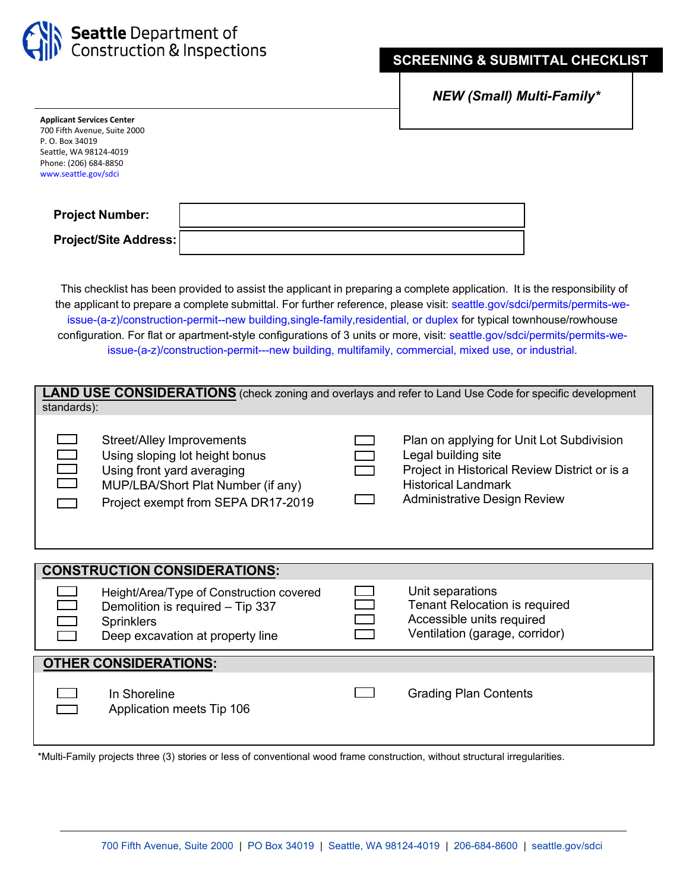**Seattle** Department of Construction & Inspections

## SCREENING & SUBMITTAL CHECKLIST

***NEW (Small) Multi-Family****

**Applicant Services Center**
700 Fifth Avenue, Suite 2000
P. O. Box 34019
Seattle, WA 98124-4019
Phone: (206) 684-8850
www.seattle.gov/sdci

| | |
|---|---|
| **Project Number:** | |
| **Project/Site Address:** | |

This checklist has been provided to assist the applicant in preparing a complete application. It is the responsibility of the applicant to prepare a complete submittal. For further reference, please visit: seattle.gov/sdci/permits/permits-we-issue-(a-z)/construction-permit--new building,single-family,residential, or duplex for typical townhouse/rowhouse configuration. For flat or apartment-style configurations of 3 units or more, visit: seattle.gov/sdci/permits/permits-we-issue-(a-z)/construction-permit---new building, multifamily, commercial, mixed use, or industrial.

### LAND USE CONSIDERATIONS (check zoning and overlays and refer to Land Use Code for specific development standards):

- ☐ Street/Alley Improvements
- ☐ Using sloping lot height bonus
- ☐ Using front yard averaging
- ☐ MUP/LBA/Short Plat Number (if any)
- ☐ Project exempt from SEPA DR17-2019
- ☐ Plan on applying for Unit Lot Subdivision
- ☐ Legal building site
- ☐ Project in Historical Review District or is a Historical Landmark
- ☐ Administrative Design Review

### CONSTRUCTION CONSIDERATIONS:

- ☐ Height/Area/Type of Construction covered
- ☐ Demolition is required – Tip 337
- ☐ Sprinklers
- ☐ Deep excavation at property line
- ☐ Unit separations
- ☐ Tenant Relocation is required
- ☐ Accessible units required
- ☐ Ventilation (garage, corridor)

### OTHER CONSIDERATIONS:

- ☐ In Shoreline
- ☐ Application meets Tip 106
- ☐ Grading Plan Contents

*Multi-Family projects three (3) stories or less of conventional wood frame construction, without structural irregularities.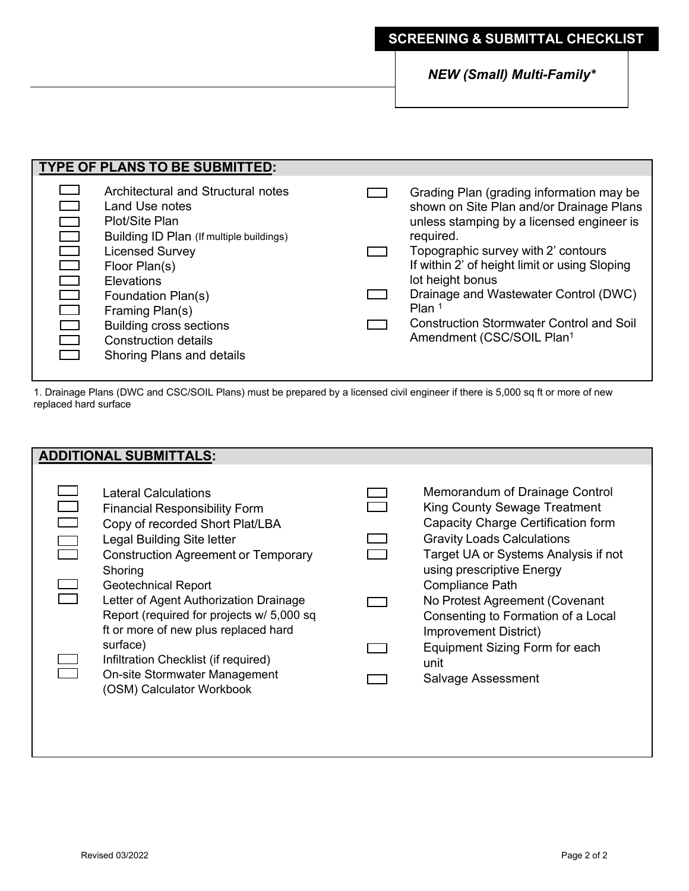## SCREENING & SUBMITTAL CHECKLIST

*NEW (Small) Multi-Family**

### TYPE OF PLANS TO BE SUBMITTED:

- ☐ Architectural and Structural notes
- ☐ Land Use notes
- ☐ Plot/Site Plan
- ☐ Building ID Plan (If multiple buildings)
- ☐ Licensed Survey
- ☐ Floor Plan(s)
- ☐ Elevations
- ☐ Foundation Plan(s)
- ☐ Framing Plan(s)
- ☐ Building cross sections
- ☐ Construction details
- ☐ Shoring Plans and details
- ☐ Grading Plan (grading information may be shown on Site Plan and/or Drainage Plans unless stamping by a licensed engineer is required.
- ☐ Topographic survey with 2' contours If within 2' of height limit or using Sloping lot height bonus
- ☐ Drainage and Wastewater Control (DWC) Plan [1]
- ☐ Construction Stormwater Control and Soil Amendment (CSC/SOIL Plan[1]

1. Drainage Plans (DWC and CSC/SOIL Plans) must be prepared by a licensed civil engineer if there is 5,000 sq ft or more of new replaced hard surface

### ADDITIONAL SUBMITTALS:

- ☐ Lateral Calculations
- ☐ Financial Responsibility Form
- ☐ Copy of recorded Short Plat/LBA
- ☐ Legal Building Site letter
- ☐ Construction Agreement or Temporary Shoring
- ☐ Geotechnical Report
- ☐ Letter of Agent Authorization Drainage Report (required for projects w/ 5,000 sq ft or more of new plus replaced hard surface)
- ☐ Infiltration Checklist (if required)
- ☐ On-site Stormwater Management (OSM) Calculator Workbook
- ☐ Memorandum of Drainage Control
- ☐ King County Sewage Treatment Capacity Charge Certification form
- ☐ Gravity Loads Calculations
- ☐ Target UA or Systems Analysis if not using prescriptive Energy Compliance Path
- ☐ No Protest Agreement (Covenant Consenting to Formation of a Local Improvement District)
- ☐ Equipment Sizing Form for each unit
- ☐ Salvage Assessment

Revised 03/2022